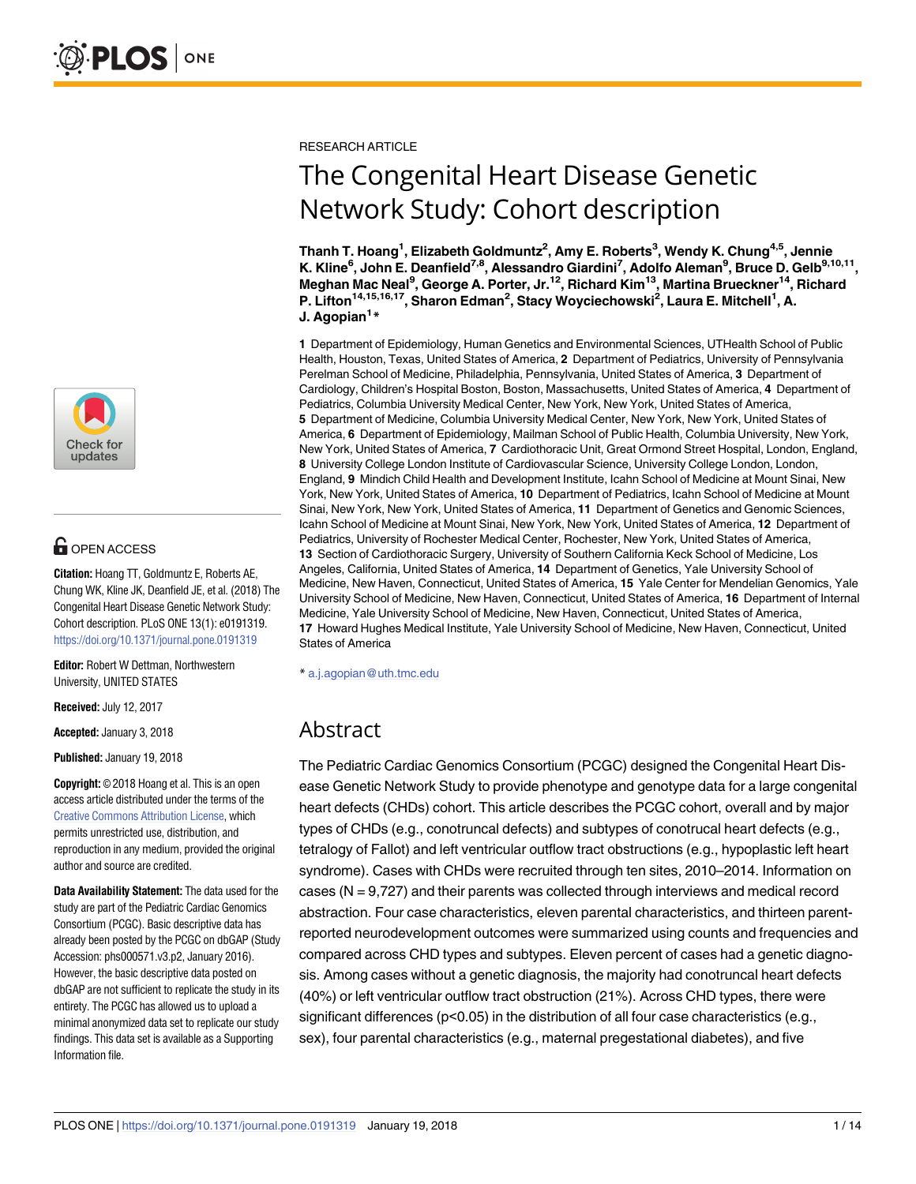RESEARCH ARTICLE

# The Congenital Heart Disease Genetic Network Study: Cohort description

**Thanh T. Hoang[1], Elizabeth Goldmuntz[2], Amy E. Roberts[3], Wendy K. Chung[4,5], Jennie K. Kline[6], John E. Deanfield[7,8], Alessandro Giardini[7], Adolfo Aleman[9], Bruce D. Gelb[9,10,11], Meghan Mac Neal[9], George A. Porter, Jr.[12], Richard Kim[13], Martina Brueckner[14], Richard P. Lifton[14,15,16,17], Sharon Edman[2], Stacy Woyciechowski[2], Laura E. Mitchell[1], A. J. Agopian[1]***

**1** Department of Epidemiology, Human Genetics and Environmental Sciences, UTHealth School of Public Health, Houston, Texas, United States of America, **2** Department of Pediatrics, University of Pennsylvania Perelman School of Medicine, Philadelphia, Pennsylvania, United States of America, **3** Department of Cardiology, Children's Hospital Boston, Boston, Massachusetts, United States of America, **4** Department of Pediatrics, Columbia University Medical Center, New York, New York, United States of America, **5** Department of Medicine, Columbia University Medical Center, New York, New York, United States of America, **6** Department of Epidemiology, Mailman School of Public Health, Columbia University, New York, New York, United States of America, **7** Cardiothoracic Unit, Great Ormond Street Hospital, London, England, **8** University College London Institute of Cardiovascular Science, University College London, London, England, **9** Mindich Child Health and Development Institute, Icahn School of Medicine at Mount Sinai, New York, New York, United States of America, **10** Department of Pediatrics, Icahn School of Medicine at Mount Sinai, New York, New York, United States of America, **11** Department of Genetics and Genomic Sciences, Icahn School of Medicine at Mount Sinai, New York, New York, United States of America, **12** Department of Pediatrics, University of Rochester Medical Center, Rochester, New York, United States of America, **13** Section of Cardiothoracic Surgery, University of Southern California Keck School of Medicine, Los Angeles, California, United States of America, **14** Department of Genetics, Yale University School of Medicine, New Haven, Connecticut, United States of America, **15** Yale Center for Mendelian Genomics, Yale University School of Medicine, New Haven, Connecticut, United States of America, **16** Department of Internal Medicine, Yale University School of Medicine, New Haven, Connecticut, United States of America, **17** Howard Hughes Medical Institute, Yale University School of Medicine, New Haven, Connecticut, United States of America

* a.j.agopian@uth.tmc.edu

OPEN ACCESS

**Citation:** Hoang TT, Goldmuntz E, Roberts AE, Chung WK, Kline JK, Deanfield JE, et al. (2018) The Congenital Heart Disease Genetic Network Study: Cohort description. PLoS ONE 13(1): e0191319. https://doi.org/10.1371/journal.pone.0191319

**Editor:** Robert W Dettman, Northwestern University, UNITED STATES

**Received:** July 12, 2017

**Accepted:** January 3, 2018

**Published:** January 19, 2018

**Copyright:** © 2018 Hoang et al. This is an open access article distributed under the terms of the Creative Commons Attribution License, which permits unrestricted use, distribution, and reproduction in any medium, provided the original author and source are credited.

**Data Availability Statement:** The data used for the study are part of the Pediatric Cardiac Genomics Consortium (PCGC). Basic descriptive data has already been posted by the PCGC on dbGAP (Study Accession: phs000571.v3.p2, January 2016). However, the basic descriptive data posted on dbGAP are not sufficient to replicate the study in its entirety. The PCGC has allowed us to upload a minimal anonymized data set to replicate our study findings. This data set is available as a Supporting Information file.

## Abstract

The Pediatric Cardiac Genomics Consortium (PCGC) designed the Congenital Heart Disease Genetic Network Study to provide phenotype and genotype data for a large congenital heart defects (CHDs) cohort. This article describes the PCGC cohort, overall and by major types of CHDs (e.g., conotruncal defects) and subtypes of conotrucal heart defects (e.g., tetralogy of Fallot) and left ventricular outflow tract obstructions (e.g., hypoplastic left heart syndrome). Cases with CHDs were recruited through ten sites, 2010–2014. Information on cases (N = 9,727) and their parents was collected through interviews and medical record abstraction. Four case characteristics, eleven parental characteristics, and thirteen parent-reported neurodevelopment outcomes were summarized using counts and frequencies and compared across CHD types and subtypes. Eleven percent of cases had a genetic diagnosis. Among cases without a genetic diagnosis, the majority had conotruncal heart defects (40%) or left ventricular outflow tract obstruction (21%). Across CHD types, there were significant differences ($p<0.05$) in the distribution of all four case characteristics (e.g., sex), four parental characteristics (e.g., maternal pregestational diabetes), and five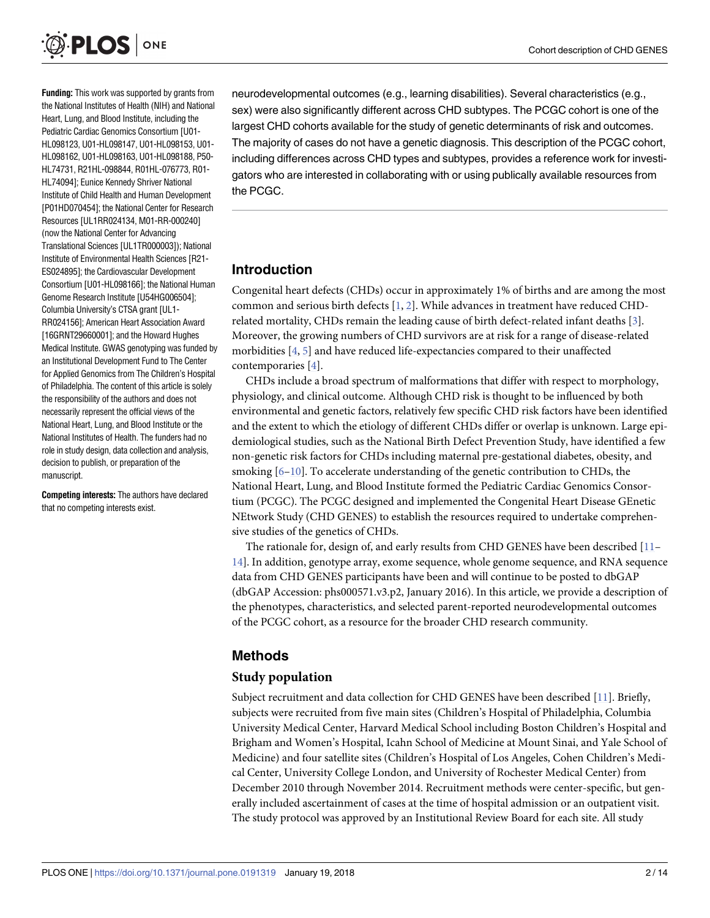**Funding:** This work was supported by grants from the National Institutes of Health (NIH) and National Heart, Lung, and Blood Institute, including the Pediatric Cardiac Genomics Consortium [U01-HL098123, U01-HL098147, U01-HL098153, U01-HL098162, U01-HL098163, U01-HL098188, P50-HL74731, R21HL-098844, R01HL-076773, R01-HL74094]; Eunice Kennedy Shriver National Institute of Child Health and Human Development [P01HD070454]; the National Center for Research Resources [UL1RR024134, M01-RR-000240] (now the National Center for Advancing Translational Sciences [UL1TR000003]); National Institute of Environmental Health Sciences [R21-ES024895]; the Cardiovascular Development Consortium [U01-HL098166]; the National Human Genome Research Institute [U54HG006504]; Columbia University's CTSA grant [UL1-RR024156]; American Heart Association Award [16GRNT29660001]; and the Howard Hughes Medical Institute. GWAS genotyping was funded by an Institutional Development Fund to The Center for Applied Genomics from The Children's Hospital of Philadelphia. The content of this article is solely the responsibility of the authors and does not necessarily represent the official views of the National Heart, Lung, and Blood Institute or the National Institutes of Health. The funders had no role in study design, data collection and analysis, decision to publish, or preparation of the manuscript.

**Competing interests:** The authors have declared that no competing interests exist.

neurodevelopmental outcomes (e.g., learning disabilities). Several characteristics (e.g., sex) were also significantly different across CHD subtypes. The PCGC cohort is one of the largest CHD cohorts available for the study of genetic determinants of risk and outcomes. The majority of cases do not have a genetic diagnosis. This description of the PCGC cohort, including differences across CHD types and subtypes, provides a reference work for investigators who are interested in collaborating with or using publically available resources from the PCGC.

## Introduction

Congenital heart defects (CHDs) occur in approximately 1% of births and are among the most common and serious birth defects [1, 2]. While advances in treatment have reduced CHD-related mortality, CHDs remain the leading cause of birth defect-related infant deaths [3]. Moreover, the growing numbers of CHD survivors are at risk for a range of disease-related morbidities [4, 5] and have reduced life-expectancies compared to their unaffected contemporaries [4].

CHDs include a broad spectrum of malformations that differ with respect to morphology, physiology, and clinical outcome. Although CHD risk is thought to be influenced by both environmental and genetic factors, relatively few specific CHD risk factors have been identified and the extent to which the etiology of different CHDs differ or overlap is unknown. Large epidemiological studies, such as the National Birth Defect Prevention Study, have identified a few non-genetic risk factors for CHDs including maternal pre-gestational diabetes, obesity, and smoking [6–10]. To accelerate understanding of the genetic contribution to CHDs, the National Heart, Lung, and Blood Institute formed the Pediatric Cardiac Genomics Consortium (PCGC). The PCGC designed and implemented the Congenital Heart Disease GEnetic NEtwork Study (CHD GENES) to establish the resources required to undertake comprehensive studies of the genetics of CHDs.

The rationale for, design of, and early results from CHD GENES have been described [11–14]. In addition, genotype array, exome sequence, whole genome sequence, and RNA sequence data from CHD GENES participants have been and will continue to be posted to dbGAP (dbGAP Accession: phs000571.v3.p2, January 2016). In this article, we provide a description of the phenotypes, characteristics, and selected parent-reported neurodevelopmental outcomes of the PCGC cohort, as a resource for the broader CHD research community.

## Methods

### Study population

Subject recruitment and data collection for CHD GENES have been described [11]. Briefly, subjects were recruited from five main sites (Children's Hospital of Philadelphia, Columbia University Medical Center, Harvard Medical School including Boston Children's Hospital and Brigham and Women's Hospital, Icahn School of Medicine at Mount Sinai, and Yale School of Medicine) and four satellite sites (Children's Hospital of Los Angeles, Cohen Children's Medical Center, University College London, and University of Rochester Medical Center) from December 2010 through November 2014. Recruitment methods were center-specific, but generally included ascertainment of cases at the time of hospital admission or an outpatient visit. The study protocol was approved by an Institutional Review Board for each site. All study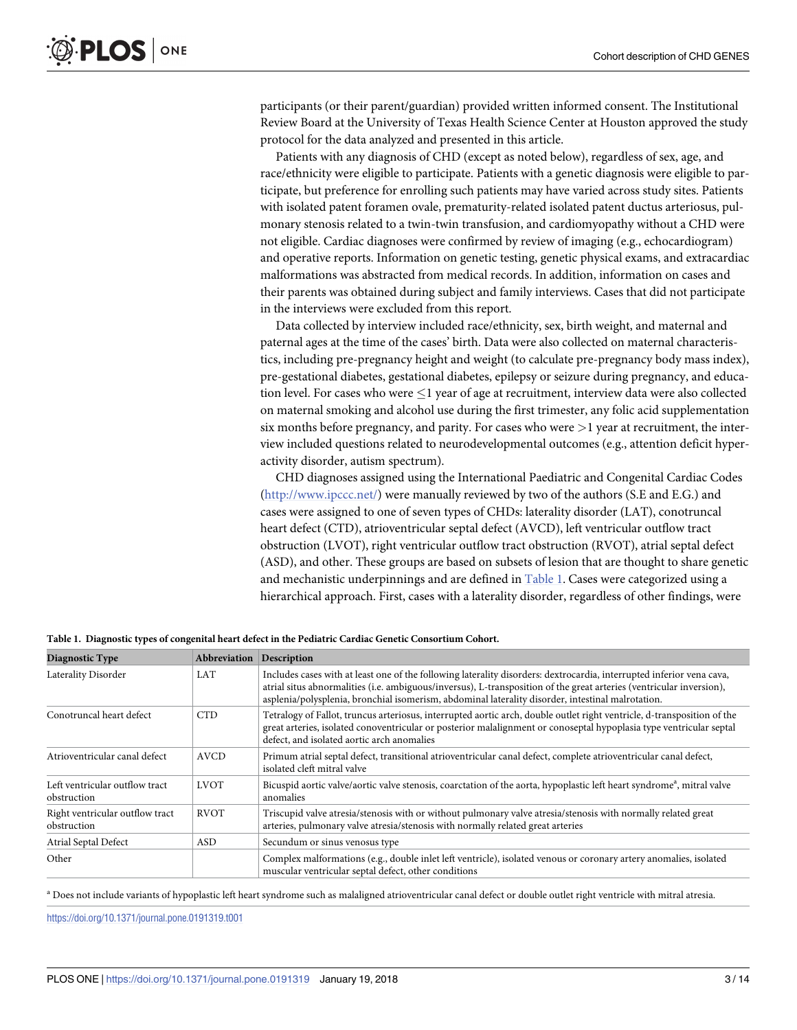participants (or their parent/guardian) provided written informed consent. The Institutional Review Board at the University of Texas Health Science Center at Houston approved the study protocol for the data analyzed and presented in this article.

Patients with any diagnosis of CHD (except as noted below), regardless of sex, age, and race/ethnicity were eligible to participate. Patients with a genetic diagnosis were eligible to participate, but preference for enrolling such patients may have varied across study sites. Patients with isolated patent foramen ovale, prematurity-related isolated patent ductus arteriosus, pulmonary stenosis related to a twin-twin transfusion, and cardiomyopathy without a CHD were not eligible. Cardiac diagnoses were confirmed by review of imaging (e.g., echocardiogram) and operative reports. Information on genetic testing, genetic physical exams, and extracardiac malformations was abstracted from medical records. In addition, information on cases and their parents was obtained during subject and family interviews. Cases that did not participate in the interviews were excluded from this report.

Data collected by interview included race/ethnicity, sex, birth weight, and maternal and paternal ages at the time of the cases' birth. Data were also collected on maternal characteristics, including pre-pregnancy height and weight (to calculate pre-pregnancy body mass index), pre-gestational diabetes, gestational diabetes, epilepsy or seizure during pregnancy, and education level. For cases who were $\leq$1 year of age at recruitment, interview data were also collected on maternal smoking and alcohol use during the first trimester, any folic acid supplementation six months before pregnancy, and parity. For cases who were $>$1 year at recruitment, the interview included questions related to neurodevelopmental outcomes (e.g., attention deficit hyperactivity disorder, autism spectrum).

CHD diagnoses assigned using the International Paediatric and Congenital Cardiac Codes (http://www.ipccc.net/) were manually reviewed by two of the authors (S.E and E.G.) and cases were assigned to one of seven types of CHDs: laterality disorder (LAT), conotruncal heart defect (CTD), atrioventricular septal defect (AVCD), left ventricular outflow tract obstruction (LVOT), right ventricular outflow tract obstruction (RVOT), atrial septal defect (ASD), and other. These groups are based on subsets of lesion that are thought to share genetic and mechanistic underpinnings and are defined in Table 1. Cases were categorized using a hierarchical approach. First, cases with a laterality disorder, regardless of other findings, were

**Table 1. Diagnostic types of congenital heart defect in the Pediatric Cardiac Genetic Consortium Cohort.**

| Diagnostic Type | Abbreviation | Description |
|---|---|---|
| Laterality Disorder | LAT | Includes cases with at least one of the following laterality disorders: dextrocardia, interrupted inferior vena cava, atrial situs abnormalities (i.e. ambiguous/inversus), L-transposition of the great arteries (ventricular inversion), asplenia/polysplenia, bronchial isomerism, abdominal laterality disorder, intestinal malrotation. |
| Conotruncal heart defect | CTD | Tetralogy of Fallot, truncus arteriosus, interrupted aortic arch, double outlet right ventricle, d-transposition of the great arteries, isolated conoventricular or posterior malalignment or conoseptal hypoplasia type ventricular septal defect, and isolated aortic arch anomalies |
| Atrioventricular canal defect | AVCD | Primum atrial septal defect, transitional atrioventricular canal defect, complete atrioventricular canal defect, isolated cleft mitral valve |
| Left ventricular outflow tract obstruction | LVOT | Bicuspid aortic valve/aortic valve stenosis, coarctation of the aorta, hypoplastic left heart syndrome[a], mitral valve anomalies |
| Right ventricular outflow tract obstruction | RVOT | Triscupid valve atresia/stenosis with or without pulmonary valve atresia/stenosis with normally related great arteries, pulmonary valve atresia/stenosis with normally related great arteries |
| Atrial Septal Defect | ASD | Secundum or sinus venosus type |
| Other | | Complex malformations (e.g., double inlet left ventricle), isolated venous or coronary artery anomalies, isolated muscular ventricular septal defect, other conditions |

[a] Does not include variants of hypoplastic left heart syndrome such as malaligned atrioventricular canal defect or double outlet right ventricle with mitral atresia.

https://doi.org/10.1371/journal.pone.0191319.t001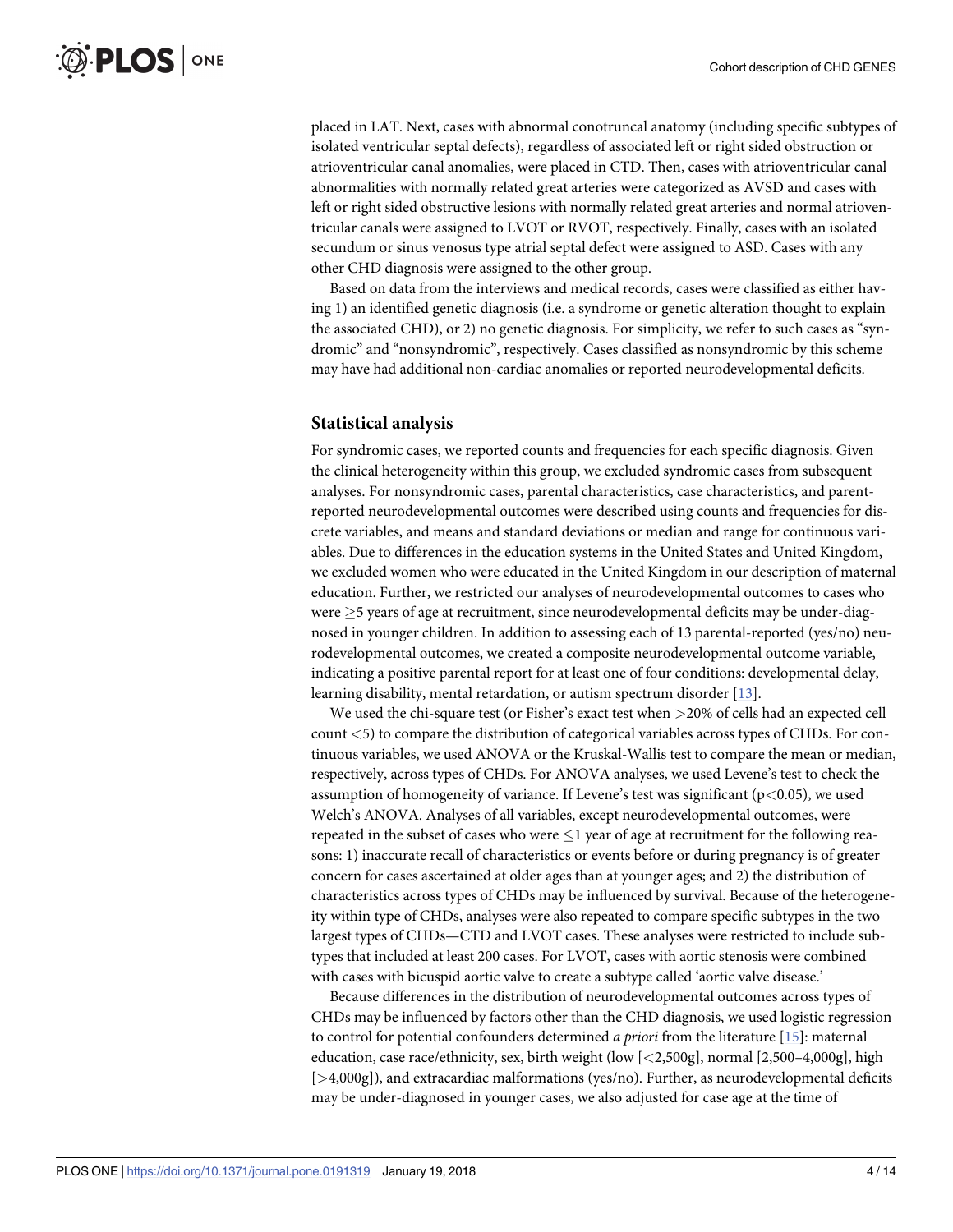placed in LAT. Next, cases with abnormal conotruncal anatomy (including specific subtypes of isolated ventricular septal defects), regardless of associated left or right sided obstruction or atrioventricular canal anomalies, were placed in CTD. Then, cases with atrioventricular canal abnormalities with normally related great arteries were categorized as AVSD and cases with left or right sided obstructive lesions with normally related great arteries and normal atrioventricular canals were assigned to LVOT or RVOT, respectively. Finally, cases with an isolated secundum or sinus venosus type atrial septal defect were assigned to ASD. Cases with any other CHD diagnosis were assigned to the other group.

Based on data from the interviews and medical records, cases were classified as either having 1) an identified genetic diagnosis (i.e. a syndrome or genetic alteration thought to explain the associated CHD), or 2) no genetic diagnosis. For simplicity, we refer to such cases as "syndromic" and "nonsyndromic", respectively. Cases classified as nonsyndromic by this scheme may have had additional non-cardiac anomalies or reported neurodevelopmental deficits.

## Statistical analysis

For syndromic cases, we reported counts and frequencies for each specific diagnosis. Given the clinical heterogeneity within this group, we excluded syndromic cases from subsequent analyses. For nonsyndromic cases, parental characteristics, case characteristics, and parent-reported neurodevelopmental outcomes were described using counts and frequencies for discrete variables, and means and standard deviations or median and range for continuous variables. Due to differences in the education systems in the United States and United Kingdom, we excluded women who were educated in the United Kingdom in our description of maternal education. Further, we restricted our analyses of neurodevelopmental outcomes to cases who were $\geq$5 years of age at recruitment, since neurodevelopmental deficits may be under-diagnosed in younger children. In addition to assessing each of 13 parental-reported (yes/no) neurodevelopmental outcomes, we created a composite neurodevelopmental outcome variable, indicating a positive parental report for at least one of four conditions: developmental delay, learning disability, mental retardation, or autism spectrum disorder [13].

We used the chi-square test (or Fisher's exact test when >20% of cells had an expected cell count <5) to compare the distribution of categorical variables across types of CHDs. For continuous variables, we used ANOVA or the Kruskal-Wallis test to compare the mean or median, respectively, across types of CHDs. For ANOVA analyses, we used Levene's test to check the assumption of homogeneity of variance. If Levene's test was significant ($p<0.05$), we used Welch's ANOVA. Analyses of all variables, except neurodevelopmental outcomes, were repeated in the subset of cases who were $\leq$1 year of age at recruitment for the following reasons: 1) inaccurate recall of characteristics or events before or during pregnancy is of greater concern for cases ascertained at older ages than at younger ages; and 2) the distribution of characteristics across types of CHDs may be influenced by survival. Because of the heterogeneity within type of CHDs, analyses were also repeated to compare specific subtypes in the two largest types of CHDs—CTD and LVOT cases. These analyses were restricted to include subtypes that included at least 200 cases. For LVOT, cases with aortic stenosis were combined with cases with bicuspid aortic valve to create a subtype called 'aortic valve disease.'

Because differences in the distribution of neurodevelopmental outcomes across types of CHDs may be influenced by factors other than the CHD diagnosis, we used logistic regression to control for potential confounders determined *a priori* from the literature [15]: maternal education, case race/ethnicity, sex, birth weight (low [<2,500g], normal [2,500–4,000g], high [>4,000g]), and extracardiac malformations (yes/no). Further, as neurodevelopmental deficits may be under-diagnosed in younger cases, we also adjusted for case age at the time of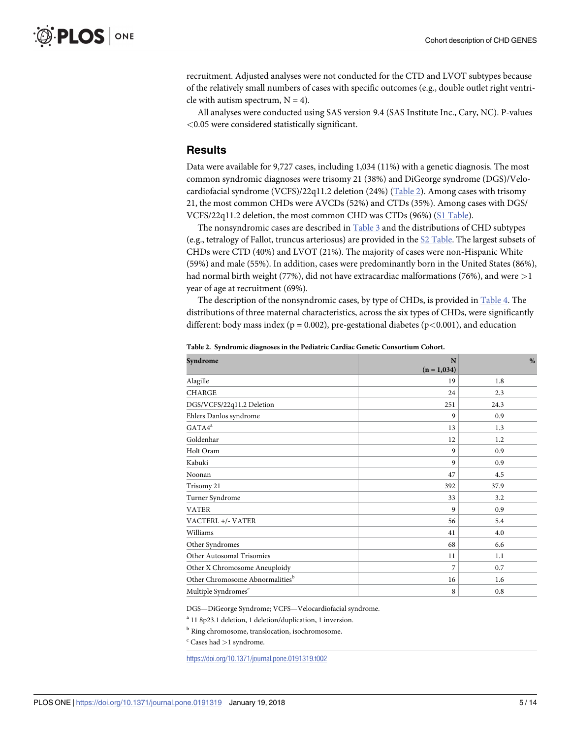recruitment. Adjusted analyses were not conducted for the CTD and LVOT subtypes because of the relatively small numbers of cases with specific outcomes (e.g., double outlet right ventricle with autism spectrum, N = 4).

All analyses were conducted using SAS version 9.4 (SAS Institute Inc., Cary, NC). P-values <0.05 were considered statistically significant.

## Results

Data were available for 9,727 cases, including 1,034 (11%) with a genetic diagnosis. The most common syndromic diagnoses were trisomy 21 (38%) and DiGeorge syndrome (DGS)/Velocardiofacial syndrome (VCFS)/22q11.2 deletion (24%) (Table 2). Among cases with trisomy 21, the most common CHDs were AVCDs (52%) and CTDs (35%). Among cases with DGS/VCFS/22q11.2 deletion, the most common CHD was CTDs (96%) (S1 Table).

The nonsyndromic cases are described in Table 3 and the distributions of CHD subtypes (e.g., tetralogy of Fallot, truncus arteriosus) are provided in the S2 Table. The largest subsets of CHDs were CTD (40%) and LVOT (21%). The majority of cases were non-Hispanic White (59%) and male (55%). In addition, cases were predominantly born in the United States (86%), had normal birth weight (77%), did not have extracardiac malformations (76%), and were >1 year of age at recruitment (69%).

The description of the nonsyndromic cases, by type of CHDs, is provided in Table 4. The distributions of three maternal characteristics, across the six types of CHDs, were significantly different: body mass index (p = 0.002), pre-gestational diabetes (p<0.001), and education

**Table 2. Syndromic diagnoses in the Pediatric Cardiac Genetic Consortium Cohort.**

| Syndrome | N (n = 1,034) | % |
|---|---|---|
| Alagille | 19 | 1.8 |
| CHARGE | 24 | 2.3 |
| DGS/VCFS/22q11.2 Deletion | 251 | 24.3 |
| Ehlers Danlos syndrome | 9 | 0.9 |
| GATA4[a] | 13 | 1.3 |
| Goldenhar | 12 | 1.2 |
| Holt Oram | 9 | 0.9 |
| Kabuki | 9 | 0.9 |
| Noonan | 47 | 4.5 |
| Trisomy 21 | 392 | 37.9 |
| Turner Syndrome | 33 | 3.2 |
| VATER | 9 | 0.9 |
| VACTERL +/- VATER | 56 | 5.4 |
| Williams | 41 | 4.0 |
| Other Syndromes | 68 | 6.6 |
| Other Autosomal Trisomies | 11 | 1.1 |
| Other X Chromosome Aneuploidy | 7 | 0.7 |
| Other Chromosome Abnormalities[b] | 16 | 1.6 |
| Multiple Syndromes[c] | 8 | 0.8 |

DGS—DiGeorge Syndrome; VCFS—Velocardiofacial syndrome.

[a] 11 8p23.1 deletion, 1 deletion/duplication, 1 inversion.

[b] Ring chromosome, translocation, isochromosome.

[c] Cases had >1 syndrome.

https://doi.org/10.1371/journal.pone.0191319.t002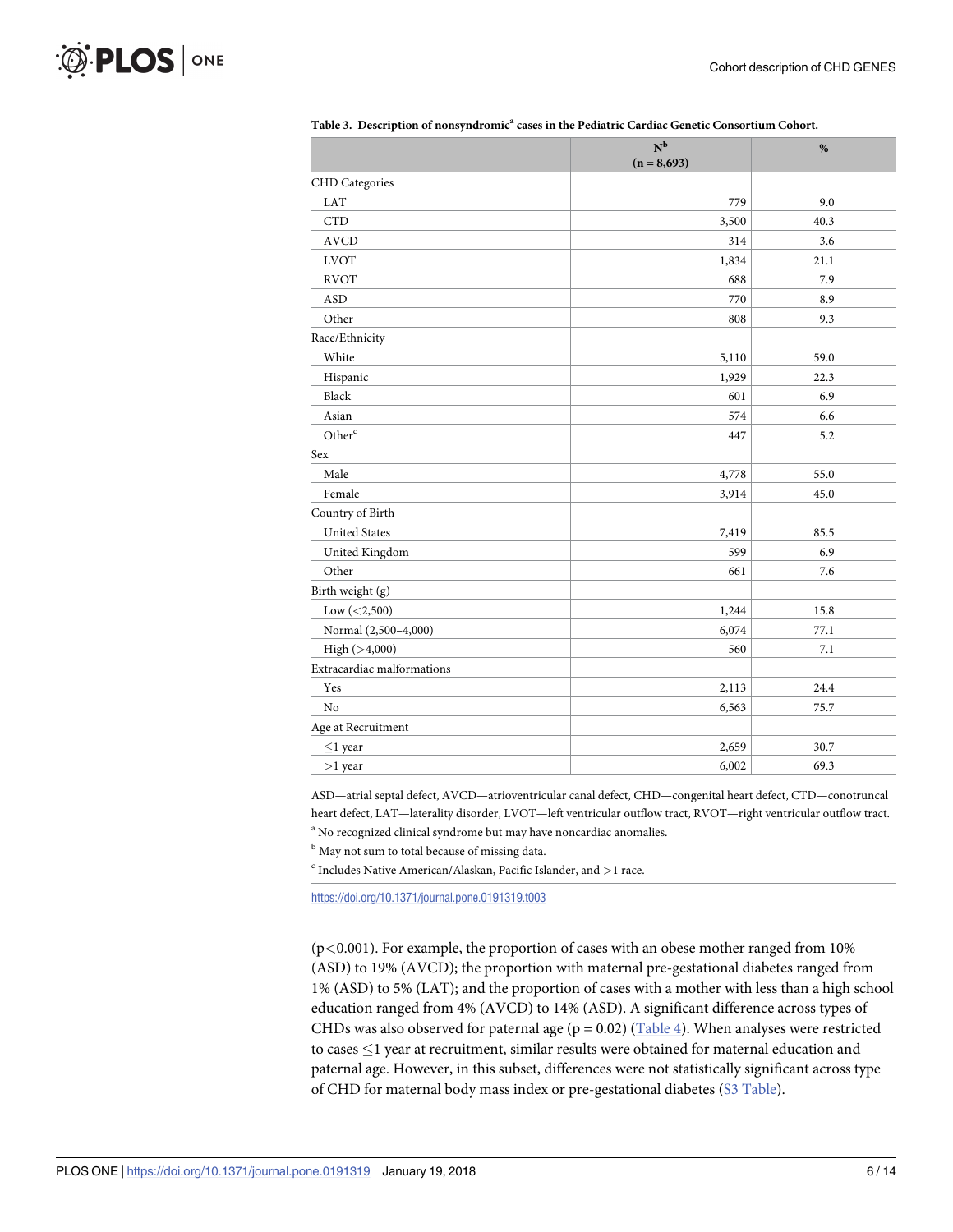**Table 3. Description of nonsyndromic[a] cases in the Pediatric Cardiac Genetic Consortium Cohort.**

| | N[b] (n = 8,693) | % |
|---|---|---|
| CHD Categories | | |
| LAT | 779 | 9.0 |
| CTD | 3,500 | 40.3 |
| AVCD | 314 | 3.6 |
| LVOT | 1,834 | 21.1 |
| RVOT | 688 | 7.9 |
| ASD | 770 | 8.9 |
| Other | 808 | 9.3 |
| Race/Ethnicity | | |
| White | 5,110 | 59.0 |
| Hispanic | 1,929 | 22.3 |
| Black | 601 | 6.9 |
| Asian | 574 | 6.6 |
| Other[c] | 447 | 5.2 |
| Sex | | |
| Male | 4,778 | 55.0 |
| Female | 3,914 | 45.0 |
| Country of Birth | | |
| United States | 7,419 | 85.5 |
| United Kingdom | 599 | 6.9 |
| Other | 661 | 7.6 |
| Birth weight (g) | | |
| Low (<2,500) | 1,244 | 15.8 |
| Normal (2,500–4,000) | 6,074 | 77.1 |
| High (>4,000) | 560 | 7.1 |
| Extracardiac malformations | | |
| Yes | 2,113 | 24.4 |
| No | 6,563 | 75.7 |
| Age at Recruitment | | |
| ≤1 year | 2,659 | 30.7 |
| >1 year | 6,002 | 69.3 |

ASD—atrial septal defect, AVCD—atrioventricular canal defect, CHD—congenital heart defect, CTD—conotruncal heart defect, LAT—laterality disorder, LVOT—left ventricular outflow tract, RVOT—right ventricular outflow tract.

[a] No recognized clinical syndrome but may have noncardiac anomalies.

[b] May not sum to total because of missing data.

[c] Includes Native American/Alaskan, Pacific Islander, and >1 race.

https://doi.org/10.1371/journal.pone.0191319.t003

($p<0.001$). For example, the proportion of cases with an obese mother ranged from 10% (ASD) to 19% (AVCD); the proportion with maternal pre-gestational diabetes ranged from 1% (ASD) to 5% (LAT); and the proportion of cases with a mother with less than a high school education ranged from 4% (AVCD) to 14% (ASD). A significant difference across types of CHDs was also observed for paternal age ($p = 0.02$) (Table 4). When analyses were restricted to cases ≤1 year at recruitment, similar results were obtained for maternal education and paternal age. However, in this subset, differences were not statistically significant across type of CHD for maternal body mass index or pre-gestational diabetes (S3 Table).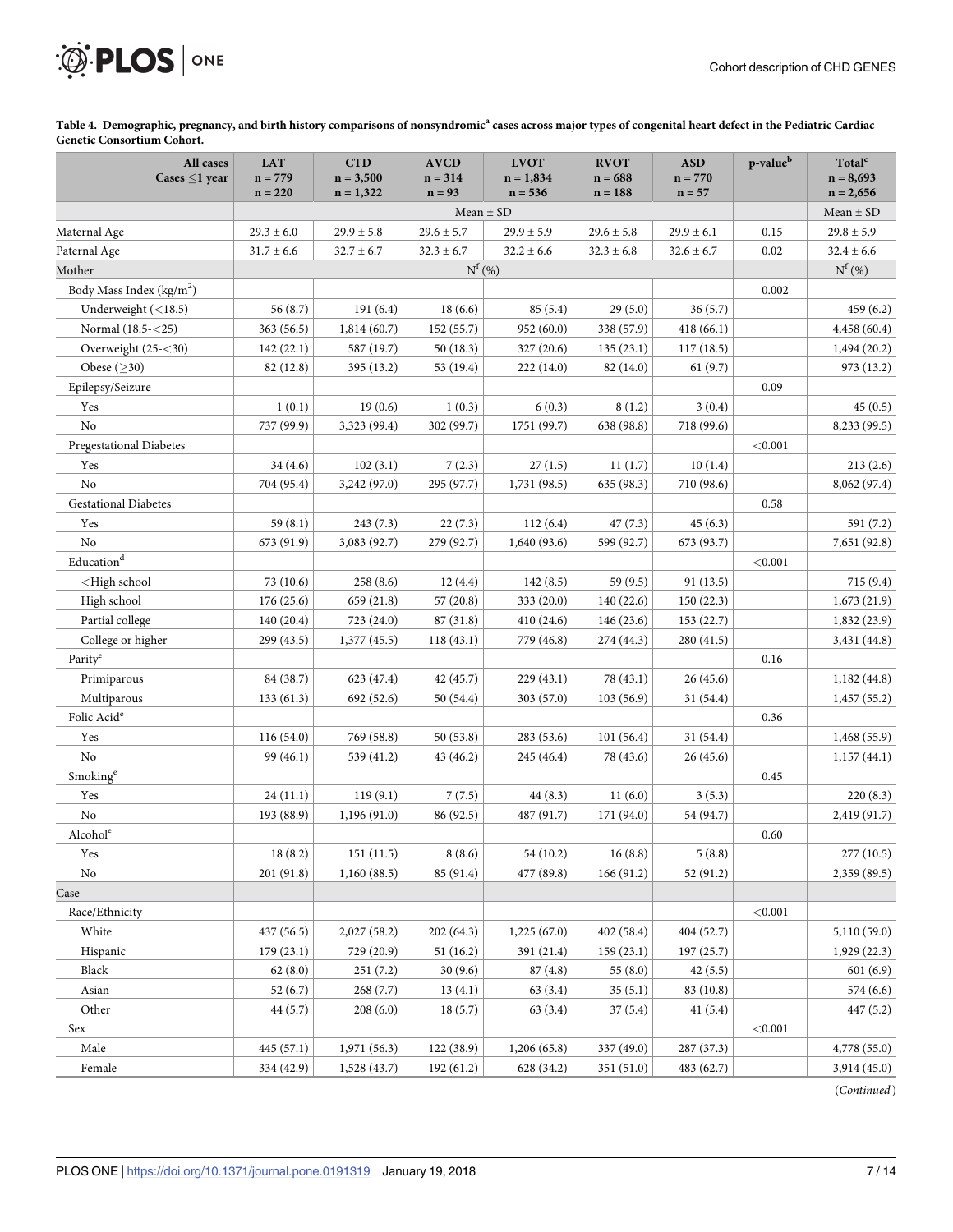**Table 4. Demographic, pregnancy, and birth history comparisons of nonsyndromic[a] cases across major types of congenital heart defect in the Pediatric Cardiac Genetic Consortium Cohort.**

| All cases<br>Cases ≤1 year | LAT<br>n = 779<br>n = 220 | CTD<br>n = 3,500<br>n = 1,322 | AVCD<br>n = 314<br>n = 93 | LVOT<br>n = 1,834<br>n = 536 | RVOT<br>n = 688<br>n = 188 | ASD<br>n = 770<br>n = 57 | p-value[b] | Total[c]<br>n = 8,693<br>n = 2,656 |
|---|---|---|---|---|---|---|---|---|
| | Mean ± SD | | | | | | | Mean ± SD |
| Maternal Age | 29.3 ± 6.0 | 29.9 ± 5.8 | 29.6 ± 5.7 | 29.9 ± 5.9 | 29.6 ± 5.8 | 29.9 ± 6.1 | 0.15 | 29.8 ± 5.9 |
| Paternal Age | 31.7 ± 6.6 | 32.7 ± 6.7 | 32.3 ± 6.7 | 32.2 ± 6.6 | 32.3 ± 6.8 | 32.6 ± 6.7 | 0.02 | 32.4 ± 6.6 |
| Mother | N[f] (%) | | | | | | | N[f] (%) |
| Body Mass Index (kg/m$^2$) | | | | | | | 0.002 | |
| Underweight (<18.5) | 56 (8.7) | 191 (6.4) | 18 (6.6) | 85 (5.4) | 29 (5.0) | 36 (5.7) | | 459 (6.2) |
| Normal (18.5-<25) | 363 (56.5) | 1,814 (60.7) | 152 (55.7) | 952 (60.0) | 338 (57.9) | 418 (66.1) | | 4,458 (60.4) |
| Overweight (25-<30) | 142 (22.1) | 587 (19.7) | 50 (18.3) | 327 (20.6) | 135 (23.1) | 117 (18.5) | | 1,494 (20.2) |
| Obese (≥30) | 82 (12.8) | 395 (13.2) | 53 (19.4) | 222 (14.0) | 82 (14.0) | 61 (9.7) | | 973 (13.2) |
| Epilepsy/Seizure | | | | | | | 0.09 | |
| Yes | 1 (0.1) | 19 (0.6) | 1 (0.3) | 6 (0.3) | 8 (1.2) | 3 (0.4) | | 45 (0.5) |
| No | 737 (99.9) | 3,323 (99.4) | 302 (99.7) | 1751 (99.7) | 638 (98.8) | 718 (99.6) | | 8,233 (99.5) |
| Pregestational Diabetes | | | | | | | <0.001 | |
| Yes | 34 (4.6) | 102 (3.1) | 7 (2.3) | 27 (1.5) | 11 (1.7) | 10 (1.4) | | 213 (2.6) |
| No | 704 (95.4) | 3,242 (97.0) | 295 (97.7) | 1,731 (98.5) | 635 (98.3) | 710 (98.6) | | 8,062 (97.4) |
| Gestational Diabetes | | | | | | | 0.58 | |
| Yes | 59 (8.1) | 243 (7.3) | 22 (7.3) | 112 (6.4) | 47 (7.3) | 45 (6.3) | | 591 (7.2) |
| No | 673 (91.9) | 3,083 (92.7) | 279 (92.7) | 1,640 (93.6) | 599 (92.7) | 673 (93.7) | | 7,651 (92.8) |
| Education[d] | | | | | | | <0.001 | |
| <High school | 73 (10.6) | 258 (8.6) | 12 (4.4) | 142 (8.5) | 59 (9.5) | 91 (13.5) | | 715 (9.4) |
| High school | 176 (25.6) | 659 (21.8) | 57 (20.8) | 333 (20.0) | 140 (22.6) | 150 (22.3) | | 1,673 (21.9) |
| Partial college | 140 (20.4) | 723 (24.0) | 87 (31.8) | 410 (24.6) | 146 (23.6) | 153 (22.7) | | 1,832 (23.9) |
| College or higher | 299 (43.5) | 1,377 (45.5) | 118 (43.1) | 779 (46.8) | 274 (44.3) | 280 (41.5) | | 3,431 (44.8) |
| Parity[e] | | | | | | | 0.16 | |
| Primiparous | 84 (38.7) | 623 (47.4) | 42 (45.7) | 229 (43.1) | 78 (43.1) | 26 (45.6) | | 1,182 (44.8) |
| Multiparous | 133 (61.3) | 692 (52.6) | 50 (54.4) | 303 (57.0) | 103 (56.9) | 31 (54.4) | | 1,457 (55.2) |
| Folic Acid[e] | | | | | | | 0.36 | |
| Yes | 116 (54.0) | 769 (58.8) | 50 (53.8) | 283 (53.6) | 101 (56.4) | 31 (54.4) | | 1,468 (55.9) |
| No | 99 (46.1) | 539 (41.2) | 43 (46.2) | 245 (46.4) | 78 (43.6) | 26 (45.6) | | 1,157 (44.1) |
| Smoking[e] | | | | | | | 0.45 | |
| Yes | 24 (11.1) | 119 (9.1) | 7 (7.5) | 44 (8.3) | 11 (6.0) | 3 (5.3) | | 220 (8.3) |
| No | 193 (88.9) | 1,196 (91.0) | 86 (92.5) | 487 (91.7) | 171 (94.0) | 54 (94.7) | | 2,419 (91.7) |
| Alcohol[e] | | | | | | | 0.60 | |
| Yes | 18 (8.2) | 151 (11.5) | 8 (8.6) | 54 (10.2) | 16 (8.8) | 5 (8.8) | | 277 (10.5) |
| No | 201 (91.8) | 1,160 (88.5) | 85 (91.4) | 477 (89.8) | 166 (91.2) | 52 (91.2) | | 2,359 (89.5) |
| Case | | | | | | | | |
| Race/Ethnicity | | | | | | | <0.001 | |
| White | 437 (56.5) | 2,027 (58.2) | 202 (64.3) | 1,225 (67.0) | 402 (58.4) | 404 (52.7) | | 5,110 (59.0) |
| Hispanic | 179 (23.1) | 729 (20.9) | 51 (16.2) | 391 (21.4) | 159 (23.1) | 197 (25.7) | | 1,929 (22.3) |
| Black | 62 (8.0) | 251 (7.2) | 30 (9.6) | 87 (4.8) | 55 (8.0) | 42 (5.5) | | 601 (6.9) |
| Asian | 52 (6.7) | 268 (7.7) | 13 (4.1) | 63 (3.4) | 35 (5.1) | 83 (10.8) | | 574 (6.6) |
| Other | 44 (5.7) | 208 (6.0) | 18 (5.7) | 63 (3.4) | 37 (5.4) | 41 (5.4) | | 447 (5.2) |
| Sex | | | | | | | <0.001 | |
| Male | 445 (57.1) | 1,971 (56.3) | 122 (38.9) | 1,206 (65.8) | 337 (49.0) | 287 (37.3) | | 4,778 (55.0) |
| Female | 334 (42.9) | 1,528 (43.7) | 192 (61.2) | 628 (34.2) | 351 (51.0) | 483 (62.7) | | 3,914 (45.0) |

(*Continued*)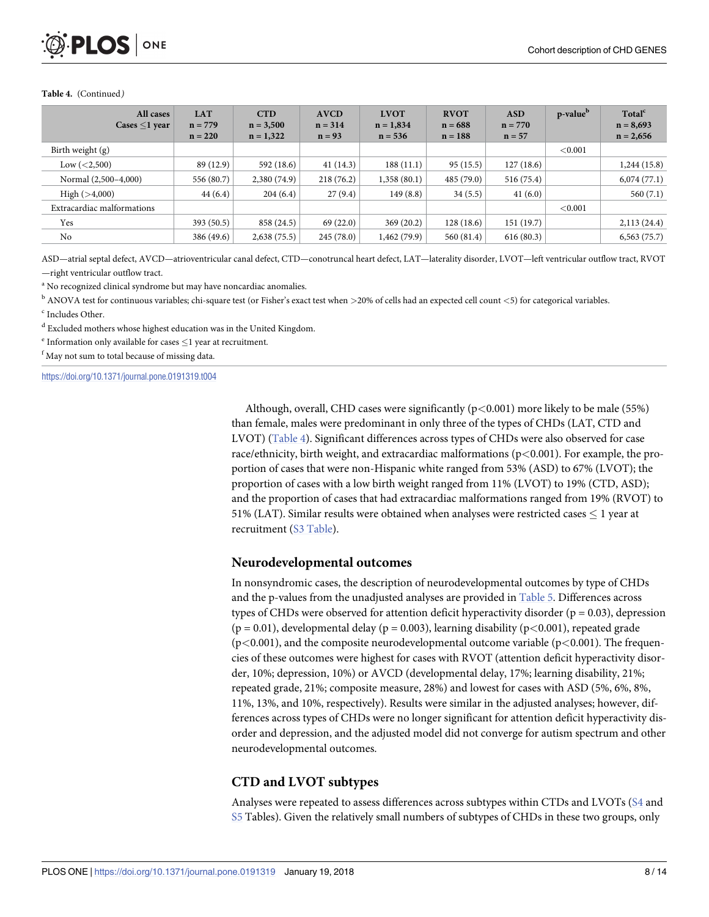Table 4. (Continued)

| All cases<br>Cases ≤1 year | LAT<br>n = 779<br>n = 220 | CTD<br>n = 3,500<br>n = 1,322 | AVCD<br>n = 314<br>n = 93 | LVOT<br>n = 1,834<br>n = 536 | RVOT<br>n = 688<br>n = 188 | ASD<br>n = 770<br>n = 57 | p-value[b] | Total[c]<br>n = 8,693<br>n = 2,656 |
|---|---|---|---|---|---|---|---|---|
| Birth weight (g) | | | | | | | <0.001 | |
| Low (<2,500) | 89 (12.9) | 592 (18.6) | 41 (14.3) | 188 (11.1) | 95 (15.5) | 127 (18.6) | | 1,244 (15.8) |
| Normal (2,500–4,000) | 556 (80.7) | 2,380 (74.9) | 218 (76.2) | 1,358 (80.1) | 485 (79.0) | 516 (75.4) | | 6,074 (77.1) |
| High (>4,000) | 44 (6.4) | 204 (6.4) | 27 (9.4) | 149 (8.8) | 34 (5.5) | 41 (6.0) | | 560 (7.1) |
| Extracardiac malformations | | | | | | | <0.001 | |
| Yes | 393 (50.5) | 858 (24.5) | 69 (22.0) | 369 (20.2) | 128 (18.6) | 151 (19.7) | | 2,113 (24.4) |
| No | 386 (49.6) | 2,638 (75.5) | 245 (78.0) | 1,462 (79.9) | 560 (81.4) | 616 (80.3) | | 6,563 (75.7) |

ASD—atrial septal defect, AVCD—atrioventricular canal defect, CTD—conotruncal heart defect, LAT—laterality disorder, LVOT—left ventricular outflow tract, RVOT—right ventricular outflow tract.

[a] No recognized clinical syndrome but may have noncardiac anomalies.

[b] ANOVA test for continuous variables; chi-square test (or Fisher's exact test when >20% of cells had an expected cell count <5) for categorical variables.

[c] Includes Other.

[d] Excluded mothers whose highest education was in the United Kingdom.

[e] Information only available for cases ≤1 year at recruitment.

[f] May not sum to total because of missing data.

https://doi.org/10.1371/journal.pone.0191319.t004

Although, overall, CHD cases were significantly ($p<0.001$) more likely to be male (55%) than female, males were predominant in only three of the types of CHDs (LAT, CTD and LVOT) (Table 4). Significant differences across types of CHDs were also observed for case race/ethnicity, birth weight, and extracardiac malformations ($p<0.001$). For example, the proportion of cases that were non-Hispanic white ranged from 53% (ASD) to 67% (LVOT); the proportion of cases with a low birth weight ranged from 11% (LVOT) to 19% (CTD, ASD); and the proportion of cases that had extracardiac malformations ranged from 19% (RVOT) to 51% (LAT). Similar results were obtained when analyses were restricted cases ≤ 1 year at recruitment (S3 Table).

## Neurodevelopmental outcomes

In nonsyndromic cases, the description of neurodevelopmental outcomes by type of CHDs and the p-values from the unadjusted analyses are provided in Table 5. Differences across types of CHDs were observed for attention deficit hyperactivity disorder ($p = 0.03$), depression ($p = 0.01$), developmental delay ($p = 0.003$), learning disability ($p<0.001$), repeated grade ($p<0.001$), and the composite neurodevelopmental outcome variable ($p<0.001$). The frequencies of these outcomes were highest for cases with RVOT (attention deficit hyperactivity disorder, 10%; depression, 10%) or AVCD (developmental delay, 17%; learning disability, 21%; repeated grade, 21%; composite measure, 28%) and lowest for cases with ASD (5%, 6%, 8%, 11%, 13%, and 10%, respectively). Results were similar in the adjusted analyses; however, differences across types of CHDs were no longer significant for attention deficit hyperactivity disorder and depression, and the adjusted model did not converge for autism spectrum and other neurodevelopmental outcomes.

## CTD and LVOT subtypes

Analyses were repeated to assess differences across subtypes within CTDs and LVOTs (S4 and S5 Tables). Given the relatively small numbers of subtypes of CHDs in these two groups, only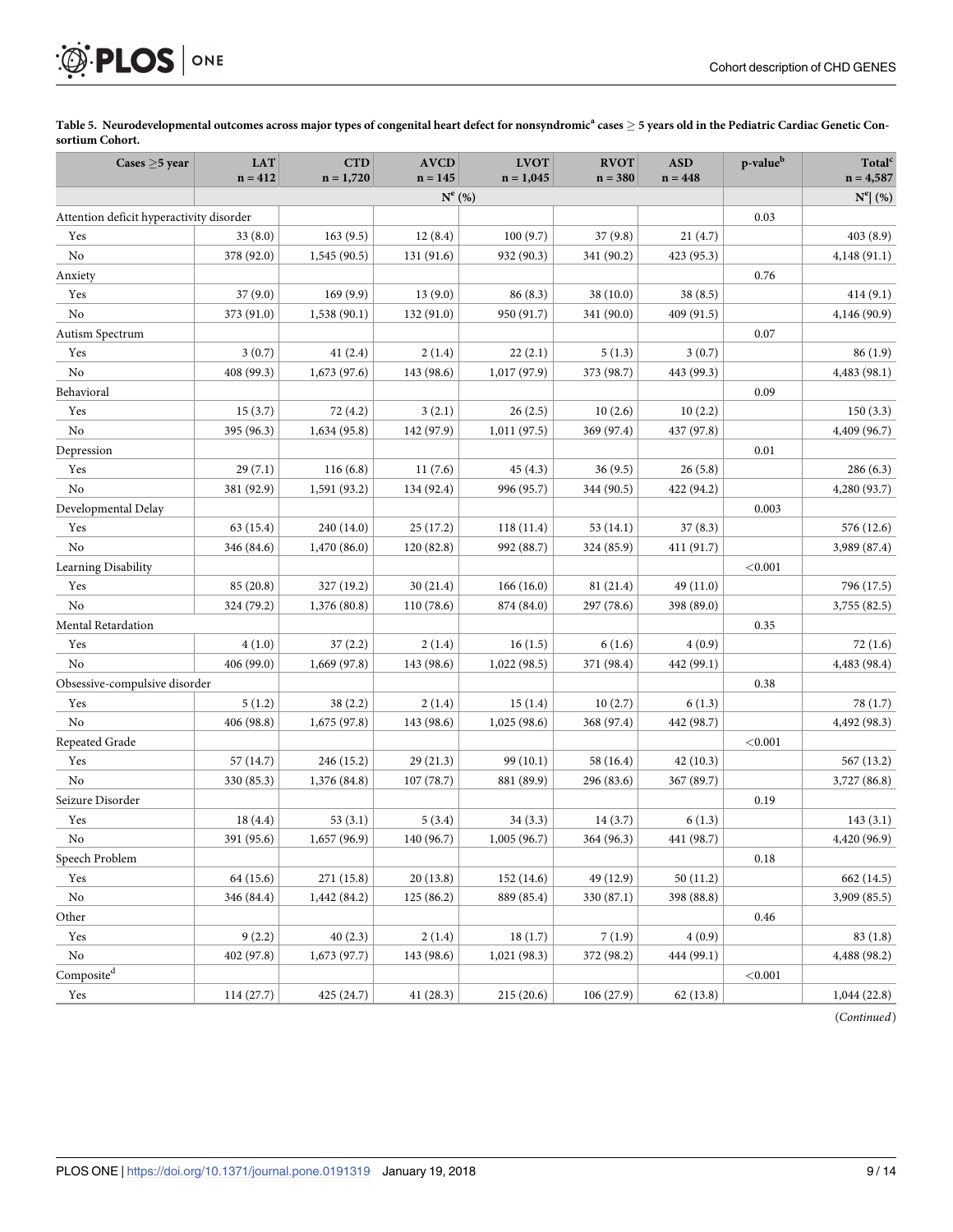**Table 5. Neurodevelopmental outcomes across major types of congenital heart defect for nonsyndromic[a] cases ≥ 5 years old in the Pediatric Cardiac Genetic Consortium Cohort.**

| Cases ≥5 year | LAT n = 412 | CTD n = 1,720 | AVCD n = 145 | LVOT n = 1,045 | RVOT n = 380 | ASD n = 448 | p-value[b] | Total[c] n = 4,587 |
|---|---|---|---|---|---|---|---|---|
| | N[e] (%) | | | | | | | N[e] (%) |
| Attention deficit hyperactivity disorder | | | | | | | 0.03 | |
| Yes | 33 (8.0) | 163 (9.5) | 12 (8.4) | 100 (9.7) | 37 (9.8) | 21 (4.7) | | 403 (8.9) |
| No | 378 (92.0) | 1,545 (90.5) | 131 (91.6) | 932 (90.3) | 341 (90.2) | 423 (95.3) | | 4,148 (91.1) |
| Anxiety | | | | | | | 0.76 | |
| Yes | 37 (9.0) | 169 (9.9) | 13 (9.0) | 86 (8.3) | 38 (10.0) | 38 (8.5) | | 414 (9.1) |
| No | 373 (91.0) | 1,538 (90.1) | 132 (91.0) | 950 (91.7) | 341 (90.0) | 409 (91.5) | | 4,146 (90.9) |
| Autism Spectrum | | | | | | | 0.07 | |
| Yes | 3 (0.7) | 41 (2.4) | 2 (1.4) | 22 (2.1) | 5 (1.3) | 3 (0.7) | | 86 (1.9) |
| No | 408 (99.3) | 1,673 (97.6) | 143 (98.6) | 1,017 (97.9) | 373 (98.7) | 443 (99.3) | | 4,483 (98.1) |
| Behavioral | | | | | | | 0.09 | |
| Yes | 15 (3.7) | 72 (4.2) | 3 (2.1) | 26 (2.5) | 10 (2.6) | 10 (2.2) | | 150 (3.3) |
| No | 395 (96.3) | 1,634 (95.8) | 142 (97.9) | 1,011 (97.5) | 369 (97.4) | 437 (97.8) | | 4,409 (96.7) |
| Depression | | | | | | | 0.01 | |
| Yes | 29 (7.1) | 116 (6.8) | 11 (7.6) | 45 (4.3) | 36 (9.5) | 26 (5.8) | | 286 (6.3) |
| No | 381 (92.9) | 1,591 (93.2) | 134 (92.4) | 996 (95.7) | 344 (90.5) | 422 (94.2) | | 4,280 (93.7) |
| Developmental Delay | | | | | | | 0.003 | |
| Yes | 63 (15.4) | 240 (14.0) | 25 (17.2) | 118 (11.4) | 53 (14.1) | 37 (8.3) | | 576 (12.6) |
| No | 346 (84.6) | 1,470 (86.0) | 120 (82.8) | 992 (88.7) | 324 (85.9) | 411 (91.7) | | 3,989 (87.4) |
| Learning Disability | | | | | | | <0.001 | |
| Yes | 85 (20.8) | 327 (19.2) | 30 (21.4) | 166 (16.0) | 81 (21.4) | 49 (11.0) | | 796 (17.5) |
| No | 324 (79.2) | 1,376 (80.8) | 110 (78.6) | 874 (84.0) | 297 (78.6) | 398 (89.0) | | 3,755 (82.5) |
| Mental Retardation | | | | | | | 0.35 | |
| Yes | 4 (1.0) | 37 (2.2) | 2 (1.4) | 16 (1.5) | 6 (1.6) | 4 (0.9) | | 72 (1.6) |
| No | 406 (99.0) | 1,669 (97.8) | 143 (98.6) | 1,022 (98.5) | 371 (98.4) | 442 (99.1) | | 4,483 (98.4) |
| Obsessive-compulsive disorder | | | | | | | 0.38 | |
| Yes | 5 (1.2) | 38 (2.2) | 2 (1.4) | 15 (1.4) | 10 (2.7) | 6 (1.3) | | 78 (1.7) |
| No | 406 (98.8) | 1,675 (97.8) | 143 (98.6) | 1,025 (98.6) | 368 (97.4) | 442 (98.7) | | 4,492 (98.3) |
| Repeated Grade | | | | | | | <0.001 | |
| Yes | 57 (14.7) | 246 (15.2) | 29 (21.3) | 99 (10.1) | 58 (16.4) | 42 (10.3) | | 567 (13.2) |
| No | 330 (85.3) | 1,376 (84.8) | 107 (78.7) | 881 (89.9) | 296 (83.6) | 367 (89.7) | | 3,727 (86.8) |
| Seizure Disorder | | | | | | | 0.19 | |
| Yes | 18 (4.4) | 53 (3.1) | 5 (3.4) | 34 (3.3) | 14 (3.7) | 6 (1.3) | | 143 (3.1) |
| No | 391 (95.6) | 1,657 (96.9) | 140 (96.7) | 1,005 (96.7) | 364 (96.3) | 441 (98.7) | | 4,420 (96.9) |
| Speech Problem | | | | | | | 0.18 | |
| Yes | 64 (15.6) | 271 (15.8) | 20 (13.8) | 152 (14.6) | 49 (12.9) | 50 (11.2) | | 662 (14.5) |
| No | 346 (84.4) | 1,442 (84.2) | 125 (86.2) | 889 (85.4) | 330 (87.1) | 398 (88.8) | | 3,909 (85.5) |
| Other | | | | | | | 0.46 | |
| Yes | 9 (2.2) | 40 (2.3) | 2 (1.4) | 18 (1.7) | 7 (1.9) | 4 (0.9) | | 83 (1.8) |
| No | 402 (97.8) | 1,673 (97.7) | 143 (98.6) | 1,021 (98.3) | 372 (98.2) | 444 (99.1) | | 4,488 (98.2) |
| Composite[d] | | | | | | | <0.001 | |
| Yes | 114 (27.7) | 425 (24.7) | 41 (28.3) | 215 (20.6) | 106 (27.9) | 62 (13.8) | | 1,044 (22.8) |

(*Continued*)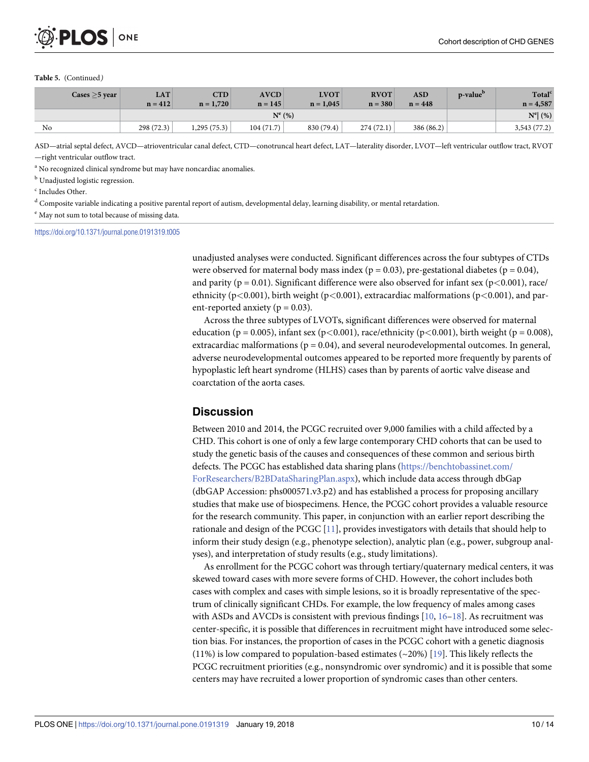**Table 5.** (Continued)

| Cases ≥5 year | LAT n = 412 | CTD n = 1,720 | AVCD n = 145 | LVOT n = 1,045 | RVOT n = 380 | ASD n = 448 | p-value[b] | Total[c] n = 4,587 |
|---|---|---|---|---|---|---|---|---|
| | N[e] (%) | | | | | | | N[e]\| (%) |
| No | 298 (72.3) | 1,295 (75.3) | 104 (71.7) | 830 (79.4) | 274 (72.1) | 386 (86.2) | | 3,543 (77.2) |

ASD—atrial septal defect, AVCD—atrioventricular canal defect, CTD—conotruncal heart defect, LAT—laterality disorder, LVOT—left ventricular outflow tract, RVOT—right ventricular outflow tract.

[a] No recognized clinical syndrome but may have noncardiac anomalies.

[b] Unadjusted logistic regression.

[c] Includes Other.

[d] Composite variable indicating a positive parental report of autism, developmental delay, learning disability, or mental retardation.

[e] May not sum to total because of missing data.

https://doi.org/10.1371/journal.pone.0191319.t005

unadjusted analyses were conducted. Significant differences across the four subtypes of CTDs were observed for maternal body mass index (p = 0.03), pre-gestational diabetes (p = 0.04), and parity (p = 0.01). Significant difference were also observed for infant sex (p<0.001), race/ethnicity (p<0.001), birth weight (p<0.001), extracardiac malformations (p<0.001), and parent-reported anxiety (p = 0.03).

Across the three subtypes of LVOTs, significant differences were observed for maternal education (p = 0.005), infant sex (p<0.001), race/ethnicity (p<0.001), birth weight (p = 0.008), extracardiac malformations (p = 0.04), and several neurodevelopmental outcomes. In general, adverse neurodevelopmental outcomes appeared to be reported more frequently by parents of hypoplastic left heart syndrome (HLHS) cases than by parents of aortic valve disease and coarctation of the aorta cases.

## Discussion

Between 2010 and 2014, the PCGC recruited over 9,000 families with a child affected by a CHD. This cohort is one of only a few large contemporary CHD cohorts that can be used to study the genetic basis of the causes and consequences of these common and serious birth defects. The PCGC has established data sharing plans (https://benchtobassinet.com/ForResearchers/B2BDataSharingPlan.aspx), which include data access through dbGap (dbGAP Accession: phs000571.v3.p2) and has established a process for proposing ancillary studies that make use of biospecimens. Hence, the PCGC cohort provides a valuable resource for the research community. This paper, in conjunction with an earlier report describing the rationale and design of the PCGC [11], provides investigators with details that should help to inform their study design (e.g., phenotype selection), analytic plan (e.g., power, subgroup analyses), and interpretation of study results (e.g., study limitations).

As enrollment for the PCGC cohort was through tertiary/quaternary medical centers, it was skewed toward cases with more severe forms of CHD. However, the cohort includes both cases with complex and cases with simple lesions, so it is broadly representative of the spectrum of clinically significant CHDs. For example, the low frequency of males among cases with ASDs and AVCDs is consistent with previous findings [10, 16–18]. As recruitment was center-specific, it is possible that differences in recruitment might have introduced some selection bias. For instances, the proportion of cases in the PCGC cohort with a genetic diagnosis (11%) is low compared to population-based estimates (~20%) [19]. This likely reflects the PCGC recruitment priorities (e.g., nonsyndromic over syndromic) and it is possible that some centers may have recruited a lower proportion of syndromic cases than other centers.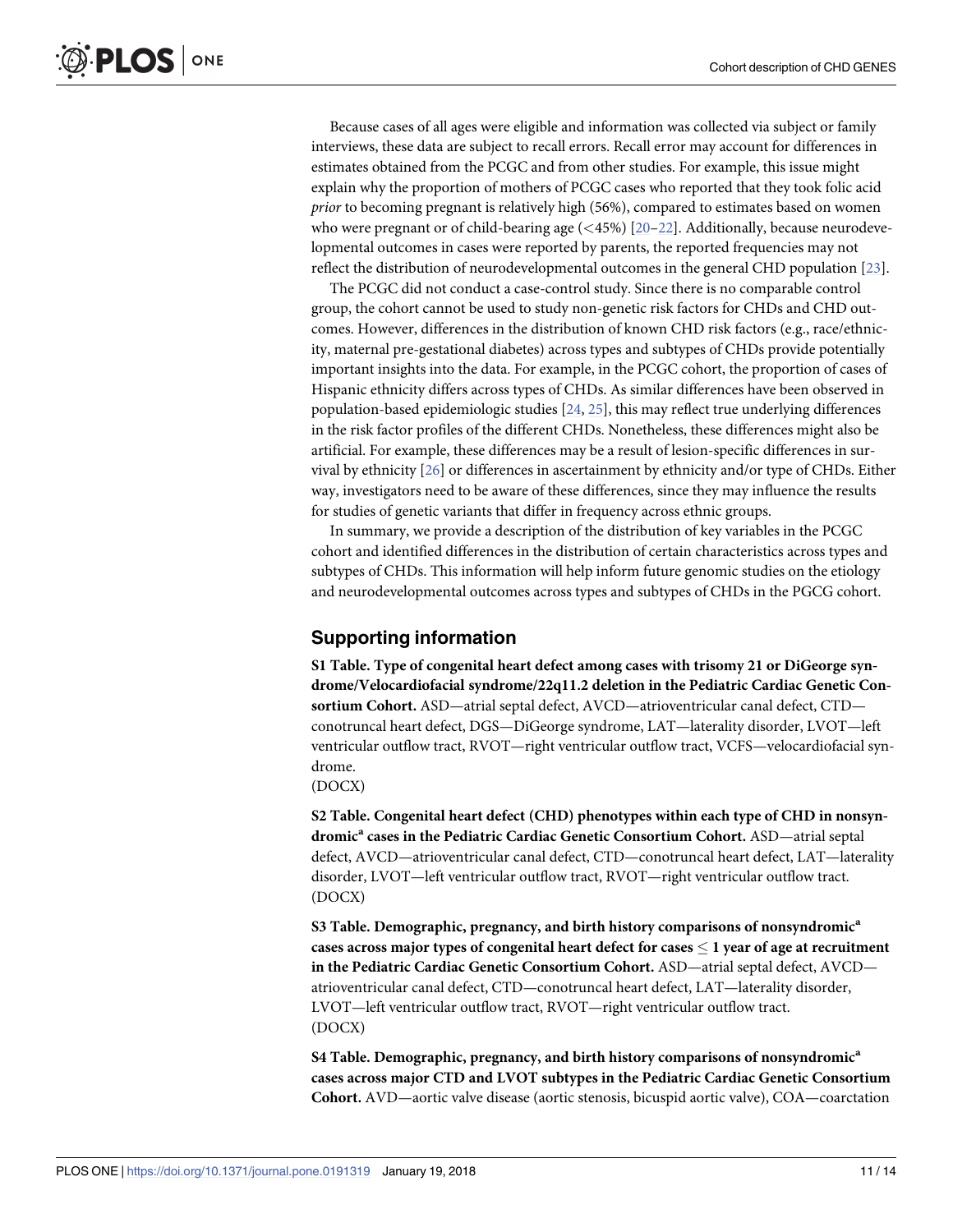Because cases of all ages were eligible and information was collected via subject or family interviews, these data are subject to recall errors. Recall error may account for differences in estimates obtained from the PCGC and from other studies. For example, this issue might explain why the proportion of mothers of PCGC cases who reported that they took folic acid *prior* to becoming pregnant is relatively high (56%), compared to estimates based on women who were pregnant or of child-bearing age (<45%) [20–22]. Additionally, because neurodevelopmental outcomes in cases were reported by parents, the reported frequencies may not reflect the distribution of neurodevelopmental outcomes in the general CHD population [23].

The PCGC did not conduct a case-control study. Since there is no comparable control group, the cohort cannot be used to study non-genetic risk factors for CHDs and CHD outcomes. However, differences in the distribution of known CHD risk factors (e.g., race/ethnicity, maternal pre-gestational diabetes) across types and subtypes of CHDs provide potentially important insights into the data. For example, in the PCGC cohort, the proportion of cases of Hispanic ethnicity differs across types of CHDs. As similar differences have been observed in population-based epidemiologic studies [24, 25], this may reflect true underlying differences in the risk factor profiles of the different CHDs. Nonetheless, these differences might also be artificial. For example, these differences may be a result of lesion-specific differences in survival by ethnicity [26] or differences in ascertainment by ethnicity and/or type of CHDs. Either way, investigators need to be aware of these differences, since they may influence the results for studies of genetic variants that differ in frequency across ethnic groups.

In summary, we provide a description of the distribution of key variables in the PCGC cohort and identified differences in the distribution of certain characteristics across types and subtypes of CHDs. This information will help inform future genomic studies on the etiology and neurodevelopmental outcomes across types and subtypes of CHDs in the PGCG cohort.

## Supporting information

**S1 Table. Type of congenital heart defect among cases with trisomy 21 or DiGeorge syndrome/Velocardiofacial syndrome/22q11.2 deletion in the Pediatric Cardiac Genetic Consortium Cohort.** ASD—atrial septal defect, AVCD—atrioventricular canal defect, CTD—conotruncal heart defect, DGS—DiGeorge syndrome, LAT—laterality disorder, LVOT—left ventricular outflow tract, RVOT—right ventricular outflow tract, VCFS—velocardiofacial syndrome.
(DOCX)

**S2 Table. Congenital heart defect (CHD) phenotypes within each type of CHD in nonsyndromic[a] cases in the Pediatric Cardiac Genetic Consortium Cohort.** ASD—atrial septal defect, AVCD—atrioventricular canal defect, CTD—conotruncal heart defect, LAT—laterality disorder, LVOT—left ventricular outflow tract, RVOT—right ventricular outflow tract.
(DOCX)

**S3 Table. Demographic, pregnancy, and birth history comparisons of nonsyndromic[a] cases across major types of congenital heart defect for cases ≤ 1 year of age at recruitment in the Pediatric Cardiac Genetic Consortium Cohort.** ASD—atrial septal defect, AVCD—atrioventricular canal defect, CTD—conotruncal heart defect, LAT—laterality disorder, LVOT—left ventricular outflow tract, RVOT—right ventricular outflow tract.
(DOCX)

**S4 Table. Demographic, pregnancy, and birth history comparisons of nonsyndromic[a] cases across major CTD and LVOT subtypes in the Pediatric Cardiac Genetic Consortium Cohort.** AVD—aortic valve disease (aortic stenosis, bicuspid aortic valve), COA—coarctation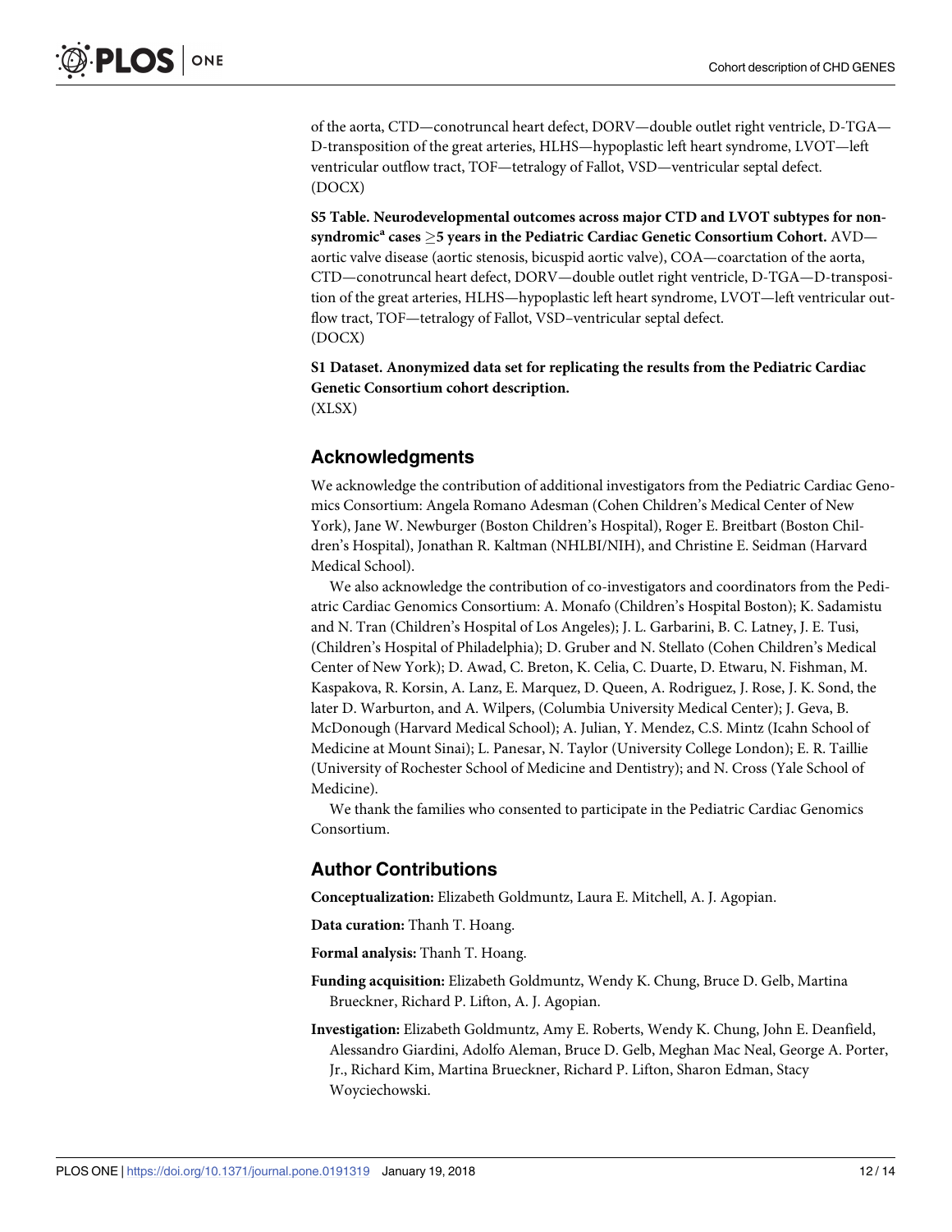of the aorta, CTD—conotruncal heart defect, DORV—double outlet right ventricle, D-TGA—D-transposition of the great arteries, HLHS—hypoplastic left heart syndrome, LVOT—left ventricular outflow tract, TOF—tetralogy of Fallot, VSD—ventricular septal defect.
(DOCX)

**S5 Table. Neurodevelopmental outcomes across major CTD and LVOT subtypes for non-syndromic[a] cases ≥5 years in the Pediatric Cardiac Genetic Consortium Cohort.** AVD—aortic valve disease (aortic stenosis, bicuspid aortic valve), COA—coarctation of the aorta, CTD—conotruncal heart defect, DORV—double outlet right ventricle, D-TGA—D-transposition of the great arteries, HLHS—hypoplastic left heart syndrome, LVOT—left ventricular outflow tract, TOF—tetralogy of Fallot, VSD–ventricular septal defect.
(DOCX)

**S1 Dataset. Anonymized data set for replicating the results from the Pediatric Cardiac Genetic Consortium cohort description.**
(XLSX)

## Acknowledgments

We acknowledge the contribution of additional investigators from the Pediatric Cardiac Genomics Consortium: Angela Romano Adesman (Cohen Children's Medical Center of New York), Jane W. Newburger (Boston Children's Hospital), Roger E. Breitbart (Boston Children's Hospital), Jonathan R. Kaltman (NHLBI/NIH), and Christine E. Seidman (Harvard Medical School).

We also acknowledge the contribution of co-investigators and coordinators from the Pediatric Cardiac Genomics Consortium: A. Monafo (Children's Hospital Boston); K. Sadamistu and N. Tran (Children's Hospital of Los Angeles); J. L. Garbarini, B. C. Latney, J. E. Tusi, (Children's Hospital of Philadelphia); D. Gruber and N. Stellato (Cohen Children's Medical Center of New York); D. Awad, C. Breton, K. Celia, C. Duarte, D. Etwaru, N. Fishman, M. Kaspakova, R. Korsin, A. Lanz, E. Marquez, D. Queen, A. Rodriguez, J. Rose, J. K. Sond, the later D. Warburton, and A. Wilpers, (Columbia University Medical Center); J. Geva, B. McDonough (Harvard Medical School); A. Julian, Y. Mendez, C.S. Mintz (Icahn School of Medicine at Mount Sinai); L. Panesar, N. Taylor (University College London); E. R. Taillie (University of Rochester School of Medicine and Dentistry); and N. Cross (Yale School of Medicine).

We thank the families who consented to participate in the Pediatric Cardiac Genomics Consortium.

## Author Contributions

**Conceptualization:** Elizabeth Goldmuntz, Laura E. Mitchell, A. J. Agopian.

**Data curation:** Thanh T. Hoang.

**Formal analysis:** Thanh T. Hoang.

**Funding acquisition:** Elizabeth Goldmuntz, Wendy K. Chung, Bruce D. Gelb, Martina Brueckner, Richard P. Lifton, A. J. Agopian.

**Investigation:** Elizabeth Goldmuntz, Amy E. Roberts, Wendy K. Chung, John E. Deanfield, Alessandro Giardini, Adolfo Aleman, Bruce D. Gelb, Meghan Mac Neal, George A. Porter, Jr., Richard Kim, Martina Brueckner, Richard P. Lifton, Sharon Edman, Stacy Woyciechowski.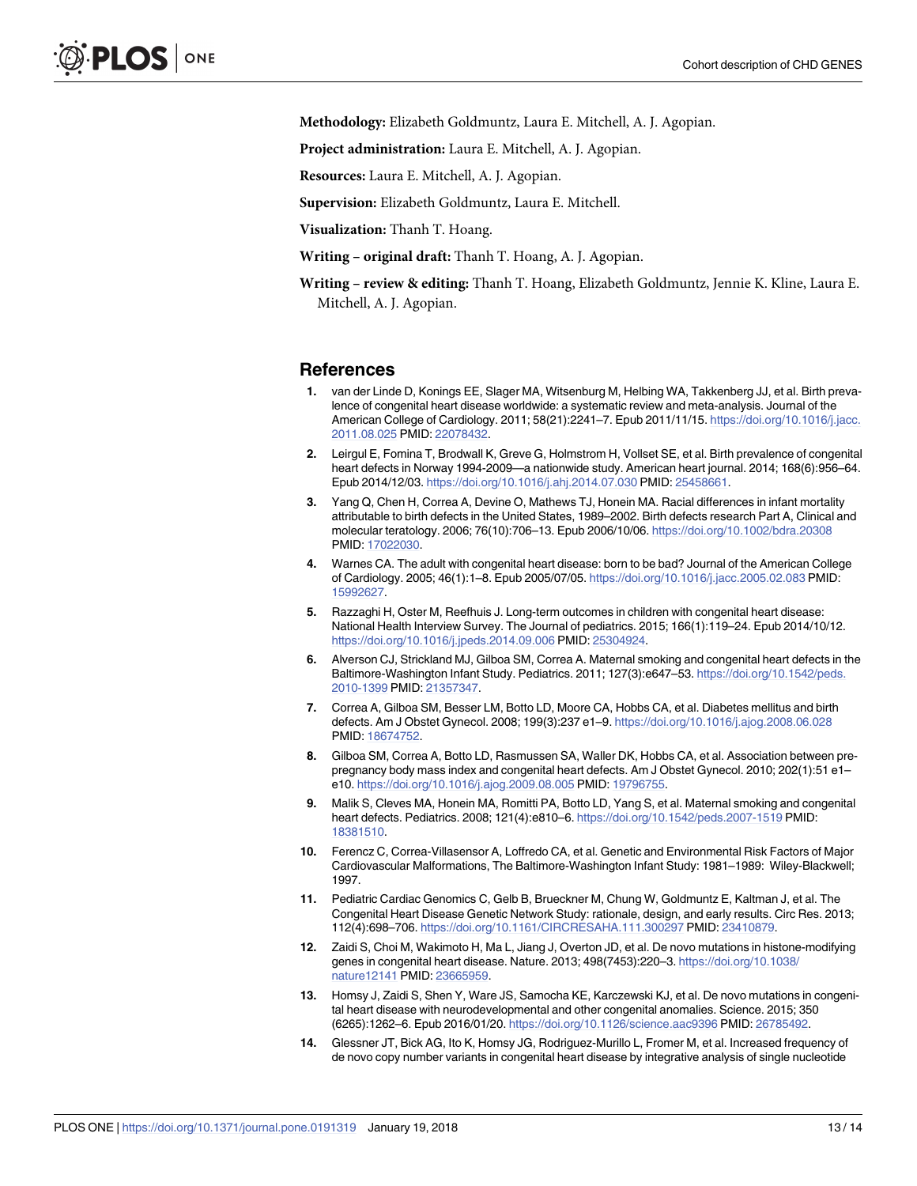**Methodology:** Elizabeth Goldmuntz, Laura E. Mitchell, A. J. Agopian.

**Project administration:** Laura E. Mitchell, A. J. Agopian.

**Resources:** Laura E. Mitchell, A. J. Agopian.

**Supervision:** Elizabeth Goldmuntz, Laura E. Mitchell.

**Visualization:** Thanh T. Hoang.

**Writing – original draft:** Thanh T. Hoang, A. J. Agopian.

**Writing – review & editing:** Thanh T. Hoang, Elizabeth Goldmuntz, Jennie K. Kline, Laura E. Mitchell, A. J. Agopian.

## References

1. van der Linde D, Konings EE, Slager MA, Witsenburg M, Helbing WA, Takkenberg JJ, et al. Birth prevalence of congenital heart disease worldwide: a systematic review and meta-analysis. Journal of the American College of Cardiology. 2011; 58(21):2241–7. Epub 2011/11/15. https://doi.org/10.1016/j.jacc.2011.08.025 PMID: 22078432.
2. Leirgul E, Fomina T, Brodwall K, Greve G, Holmstrom H, Vollset SE, et al. Birth prevalence of congenital heart defects in Norway 1994-2009—a nationwide study. American heart journal. 2014; 168(6):956–64. Epub 2014/12/03. https://doi.org/10.1016/j.ahj.2014.07.030 PMID: 25458661.
3. Yang Q, Chen H, Correa A, Devine O, Mathews TJ, Honein MA. Racial differences in infant mortality attributable to birth defects in the United States, 1989–2002. Birth defects research Part A, Clinical and molecular teratology. 2006; 76(10):706–13. Epub 2006/10/06. https://doi.org/10.1002/bdra.20308 PMID: 17022030.
4. Warnes CA. The adult with congenital heart disease: born to be bad? Journal of the American College of Cardiology. 2005; 46(1):1–8. Epub 2005/07/05. https://doi.org/10.1016/j.jacc.2005.02.083 PMID: 15992627.
5. Razzaghi H, Oster M, Reefhuis J. Long-term outcomes in children with congenital heart disease: National Health Interview Survey. The Journal of pediatrics. 2015; 166(1):119–24. Epub 2014/10/12. https://doi.org/10.1016/j.jpeds.2014.09.006 PMID: 25304924.
6. Alverson CJ, Strickland MJ, Gilboa SM, Correa A. Maternal smoking and congenital heart defects in the Baltimore-Washington Infant Study. Pediatrics. 2011; 127(3):e647–53. https://doi.org/10.1542/peds.2010-1399 PMID: 21357347.
7. Correa A, Gilboa SM, Besser LM, Botto LD, Moore CA, Hobbs CA, et al. Diabetes mellitus and birth defects. Am J Obstet Gynecol. 2008; 199(3):237 e1–9. https://doi.org/10.1016/j.ajog.2008.06.028 PMID: 18674752.
8. Gilboa SM, Correa A, Botto LD, Rasmussen SA, Waller DK, Hobbs CA, et al. Association between pre-pregnancy body mass index and congenital heart defects. Am J Obstet Gynecol. 2010; 202(1):51 e1–e10. https://doi.org/10.1016/j.ajog.2009.08.005 PMID: 19796755.
9. Malik S, Cleves MA, Honein MA, Romitti PA, Botto LD, Yang S, et al. Maternal smoking and congenital heart defects. Pediatrics. 2008; 121(4):e810–6. https://doi.org/10.1542/peds.2007-1519 PMID: 18381510.
10. Ferencz C, Correa-Villasensor A, Loffredo CA, et al. Genetic and Environmental Risk Factors of Major Cardiovascular Malformations, The Baltimore-Washington Infant Study: 1981–1989: Wiley-Blackwell; 1997.
11. Pediatric Cardiac Genomics C, Gelb B, Brueckner M, Chung W, Goldmuntz E, Kaltman J, et al. The Congenital Heart Disease Genetic Network Study: rationale, design, and early results. Circ Res. 2013; 112(4):698–706. https://doi.org/10.1161/CIRCRESAHA.111.300297 PMID: 23410879.
12. Zaidi S, Choi M, Wakimoto H, Ma L, Jiang J, Overton JD, et al. De novo mutations in histone-modifying genes in congenital heart disease. Nature. 2013; 498(7453):220–3. https://doi.org/10.1038/nature12141 PMID: 23665959.
13. Homsy J, Zaidi S, Shen Y, Ware JS, Samocha KE, Karczewski KJ, et al. De novo mutations in congenital heart disease with neurodevelopmental and other congenital anomalies. Science. 2015; 350(6265):1262–6. Epub 2016/01/20. https://doi.org/10.1126/science.aac9396 PMID: 26785492.
14. Glessner JT, Bick AG, Ito K, Homsy JG, Rodriguez-Murillo L, Fromer M, et al. Increased frequency of de novo copy number variants in congenital heart disease by integrative analysis of single nucleotide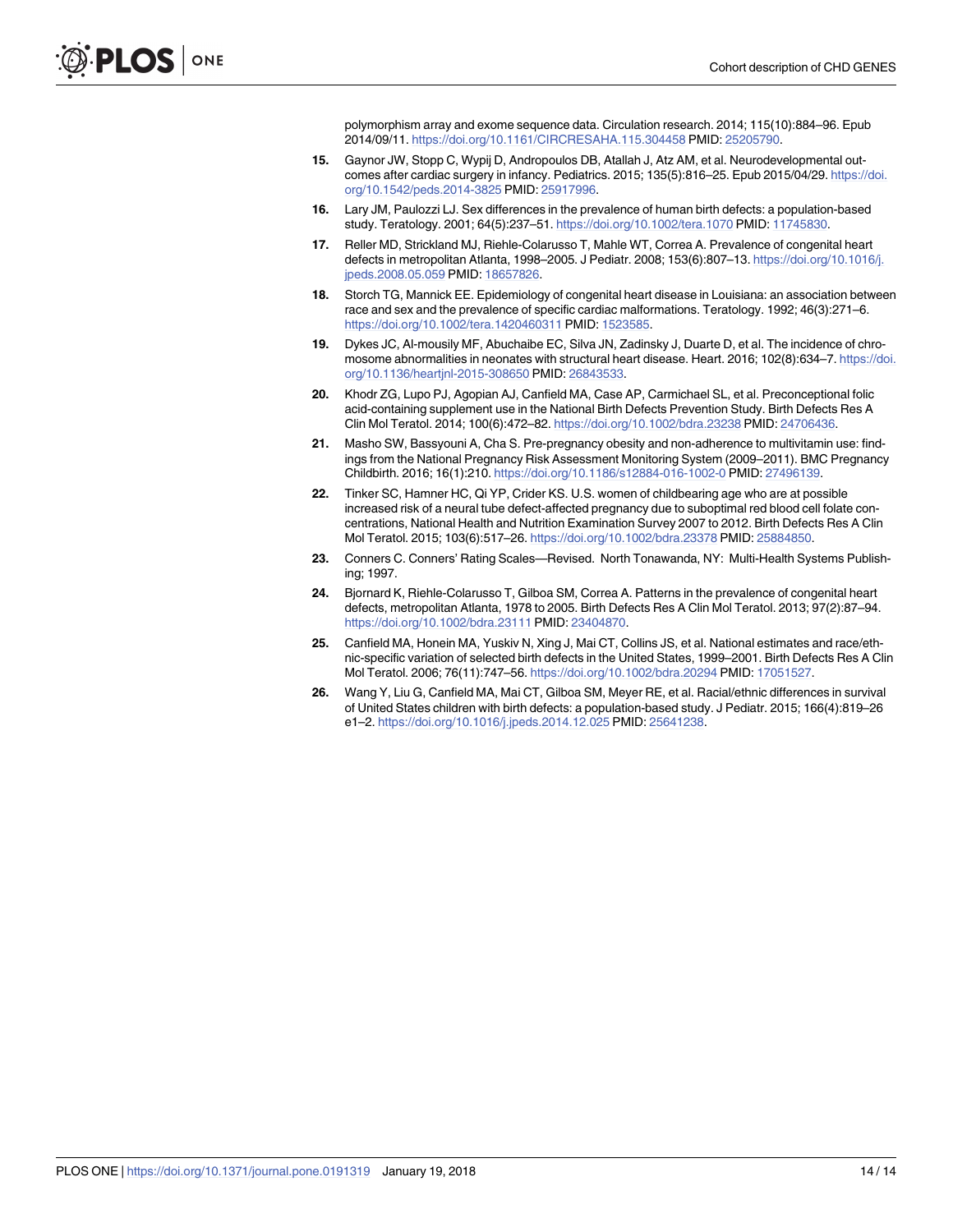polymorphism array and exome sequence data. Circulation research. 2014; 115(10):884–96. Epub 2014/09/11. https://doi.org/10.1161/CIRCRESAHA.115.304458 PMID: 25205790.

15. Gaynor JW, Stopp C, Wypij D, Andropoulos DB, Atallah J, Atz AM, et al. Neurodevelopmental outcomes after cardiac surgery in infancy. Pediatrics. 2015; 135(5):816–25. Epub 2015/04/29. https://doi.org/10.1542/peds.2014-3825 PMID: 25917996.

16. Lary JM, Paulozzi LJ. Sex differences in the prevalence of human birth defects: a population-based study. Teratology. 2001; 64(5):237–51. https://doi.org/10.1002/tera.1070 PMID: 11745830.

17. Reller MD, Strickland MJ, Riehle-Colarusso T, Mahle WT, Correa A. Prevalence of congenital heart defects in metropolitan Atlanta, 1998–2005. J Pediatr. 2008; 153(6):807–13. https://doi.org/10.1016/j.jpeds.2008.05.059 PMID: 18657826.

18. Storch TG, Mannick EE. Epidemiology of congenital heart disease in Louisiana: an association between race and sex and the prevalence of specific cardiac malformations. Teratology. 1992; 46(3):271–6. https://doi.org/10.1002/tera.1420460311 PMID: 1523585.

19. Dykes JC, Al-mousily MF, Abuchaibe EC, Silva JN, Zadinsky J, Duarte D, et al. The incidence of chromosome abnormalities in neonates with structural heart disease. Heart. 2016; 102(8):634–7. https://doi.org/10.1136/heartjnl-2015-308650 PMID: 26843533.

20. Khodr ZG, Lupo PJ, Agopian AJ, Canfield MA, Case AP, Carmichael SL, et al. Preconceptional folic acid-containing supplement use in the National Birth Defects Prevention Study. Birth Defects Res A Clin Mol Teratol. 2014; 100(6):472–82. https://doi.org/10.1002/bdra.23238 PMID: 24706436.

21. Masho SW, Bassyouni A, Cha S. Pre-pregnancy obesity and non-adherence to multivitamin use: findings from the National Pregnancy Risk Assessment Monitoring System (2009–2011). BMC Pregnancy Childbirth. 2016; 16(1):210. https://doi.org/10.1186/s12884-016-1002-0 PMID: 27496139.

22. Tinker SC, Hamner HC, Qi YP, Crider KS. U.S. women of childbearing age who are at possible increased risk of a neural tube defect-affected pregnancy due to suboptimal red blood cell folate concentrations, National Health and Nutrition Examination Survey 2007 to 2012. Birth Defects Res A Clin Mol Teratol. 2015; 103(6):517–26. https://doi.org/10.1002/bdra.23378 PMID: 25884850.

23. Conners C. Conners' Rating Scales—Revised. North Tonawanda, NY: Multi-Health Systems Publishing; 1997.

24. Bjornard K, Riehle-Colarusso T, Gilboa SM, Correa A. Patterns in the prevalence of congenital heart defects, metropolitan Atlanta, 1978 to 2005. Birth Defects Res A Clin Mol Teratol. 2013; 97(2):87–94. https://doi.org/10.1002/bdra.23111 PMID: 23404870.

25. Canfield MA, Honein MA, Yuskiv N, Xing J, Mai CT, Collins JS, et al. National estimates and race/ethnic-specific variation of selected birth defects in the United States, 1999–2001. Birth Defects Res A Clin Mol Teratol. 2006; 76(11):747–56. https://doi.org/10.1002/bdra.20294 PMID: 17051527.

26. Wang Y, Liu G, Canfield MA, Mai CT, Gilboa SM, Meyer RE, et al. Racial/ethnic differences in survival of United States children with birth defects: a population-based study. J Pediatr. 2015; 166(4):819–26 e1–2. https://doi.org/10.1016/j.jpeds.2014.12.025 PMID: 25641238.